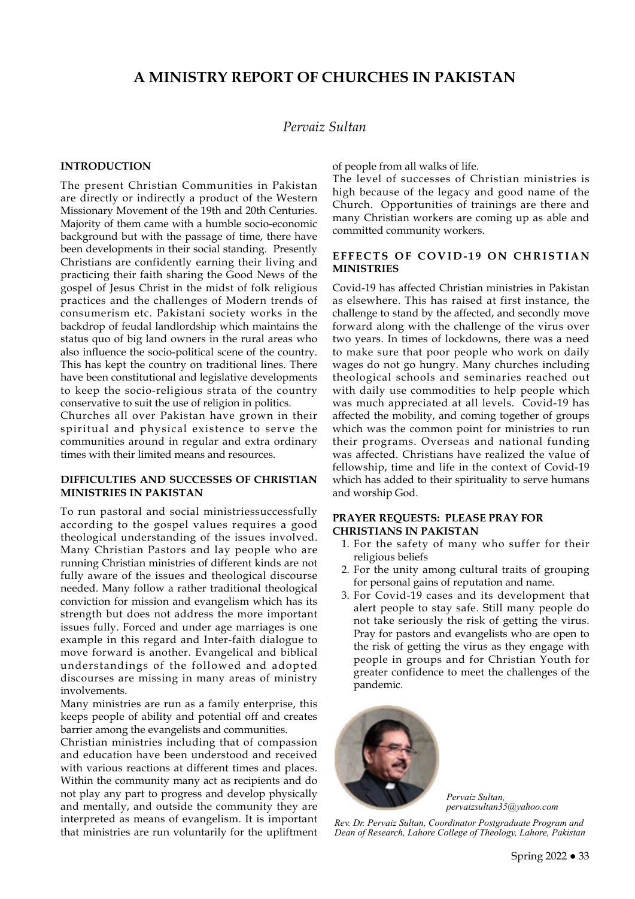# A MINISTRY REPORT OF CHURCHES IN PAKISTAN

*Pervaiz Sultan*

## INTRODUCTION

The present Christian Communities in Pakistan are directly or indirectly a product of the Western Missionary Movement of the 19th and 20th Centuries. Majority of them came with a humble socio-economic background but with the passage of time, there have been developments in their social standing. Presently Christians are confidently earning their living and practicing their faith sharing the Good News of the gospel of Jesus Christ in the midst of folk religious practices and the challenges of Modern trends of consumerism etc. Pakistani society works in the backdrop of feudal landlordship which maintains the status quo of big land owners in the rural areas who also influence the socio-political scene of the country. This has kept the country on traditional lines. There have been constitutional and legislative developments to keep the socio-religious strata of the country conservative to suit the use of religion in politics.

Churches all over Pakistan have grown in their spiritual and physical existence to serve the communities around in regular and extra ordinary times with their limited means and resources.

## DIFFICULTIES AND SUCCESSES OF CHRISTIAN MINISTRIES IN PAKISTAN

To run pastoral and social ministriessuccessfully according to the gospel values requires a good theological understanding of the issues involved. Many Christian Pastors and lay people who are running Christian ministries of different kinds are not fully aware of the issues and theological discourse needed. Many follow a rather traditional theological conviction for mission and evangelism which has its strength but does not address the more important issues fully. Forced and under age marriages is one example in this regard and Inter-faith dialogue to move forward is another. Evangelical and biblical understandings of the followed and adopted discourses are missing in many areas of ministry involvements.

Many ministries are run as a family enterprise, this keeps people of ability and potential off and creates barrier among the evangelists and communities.

Christian ministries including that of compassion and education have been understood and received with various reactions at different times and places. Within the community many act as recipients and do not play any part to progress and develop physically and mentally, and outside the community they are interpreted as means of evangelism. It is important that ministries are run voluntarily for the upliftment of people from all walks of life.

The level of successes of Christian ministries is high because of the legacy and good name of the Church. Opportunities of trainings are there and many Christian workers are coming up as able and committed community workers.

## EFFECTS OF COVID-19 ON CHRISTIAN MINISTRIES

Covid-19 has affected Christian ministries in Pakistan as elsewhere. This has raised at first instance, the challenge to stand by the affected, and secondly move forward along with the challenge of the virus over two years. In times of lockdowns, there was a need to make sure that poor people who work on daily wages do not go hungry. Many churches including theological schools and seminaries reached out with daily use commodities to help people which was much appreciated at all levels. Covid-19 has affected the mobility, and coming together of groups which was the common point for ministries to run their programs. Overseas and national funding was affected. Christians have realized the value of fellowship, time and life in the context of Covid-19 which has added to their spirituality to serve humans and worship God.

## PRAYER REQUESTS: PLEASE PRAY FOR CHRISTIANS IN PAKISTAN

1. For the safety of many who suffer for their religious beliefs
2. For the unity among cultural traits of grouping for personal gains of reputation and name.
3. For Covid-19 cases and its development that alert people to stay safe. Still many people do not take seriously the risk of getting the virus. Pray for pastors and evangelists who are open to the risk of getting the virus as they engage with people in groups and for Christian Youth for greater confidence to meet the challenges of the pandemic.

*Pervaiz Sultan,*
*pervaizsultan35@yahoo.com*

*Rev. Dr. Pervaiz Sultan, Coordinator Postgraduate Program and Dean of Research, Lahore College of Theology, Lahore, Pakistan*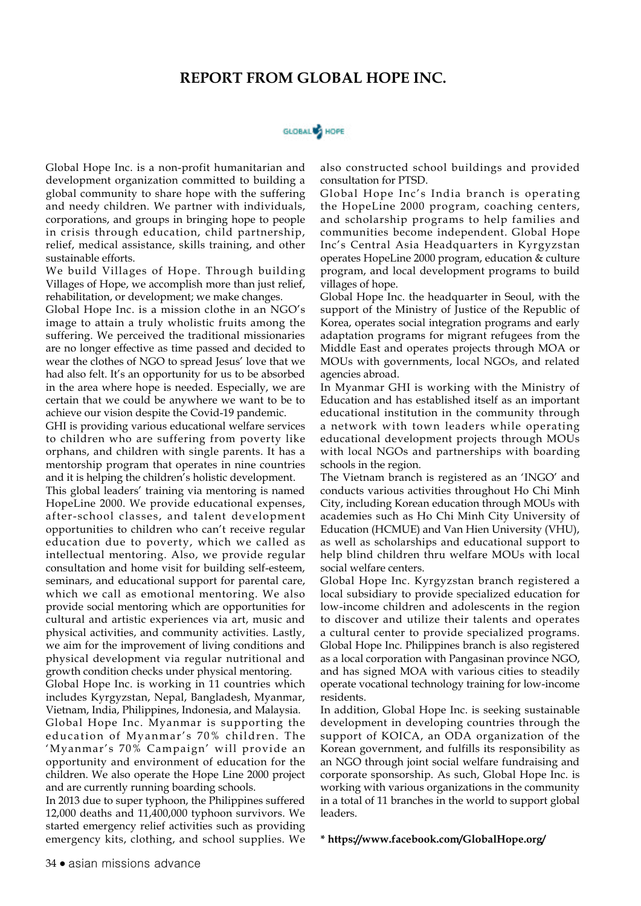# REPORT FROM GLOBAL HOPE INC.

GLOBAL HOPE

Global Hope Inc. is a non-profit humanitarian and development organization committed to building a global community to share hope with the suffering and needy children. We partner with individuals, corporations, and groups in bringing hope to people in crisis through education, child partnership, relief, medical assistance, skills training, and other sustainable efforts.

We build Villages of Hope. Through building Villages of Hope, we accomplish more than just relief, rehabilitation, or development; we make changes.

Global Hope Inc. is a mission clothe in an NGO's image to attain a truly wholistic fruits among the suffering. We perceived the traditional missionaries are no longer effective as time passed and decided to wear the clothes of NGO to spread Jesus' love that we had also felt. It's an opportunity for us to be absorbed in the area where hope is needed. Especially, we are certain that we could be anywhere we want to be to achieve our vision despite the Covid-19 pandemic.

GHI is providing various educational welfare services to children who are suffering from poverty like orphans, and children with single parents. It has a mentorship program that operates in nine countries and it is helping the children's holistic development.

This global leaders' training via mentoring is named HopeLine 2000. We provide educational expenses, after-school classes, and talent development opportunities to children who can't receive regular education due to poverty, which we called as intellectual mentoring. Also, we provide regular consultation and home visit for building self-esteem, seminars, and educational support for parental care, which we call as emotional mentoring. We also provide social mentoring which are opportunities for cultural and artistic experiences via art, music and physical activities, and community activities. Lastly, we aim for the improvement of living conditions and physical development via regular nutritional and growth condition checks under physical mentoring.

Global Hope Inc. is working in 11 countries which includes Kyrgyzstan, Nepal, Bangladesh, Myanmar, Vietnam, India, Philippines, Indonesia, and Malaysia.

Global Hope Inc. Myanmar is supporting the education of Myanmar's 70% children. The 'Myanmar's 70% Campaign' will provide an opportunity and environment of education for the children. We also operate the Hope Line 2000 project and are currently running boarding schools.

In 2013 due to super typhoon, the Philippines suffered 12,000 deaths and 11,400,000 typhoon survivors. We started emergency relief activities such as providing emergency kits, clothing, and school supplies. We also constructed school buildings and provided consultation for PTSD.

Global Hope Inc's India branch is operating the HopeLine 2000 program, coaching centers, and scholarship programs to help families and communities become independent. Global Hope Inc's Central Asia Headquarters in Kyrgyzstan operates HopeLine 2000 program, education & culture program, and local development programs to build villages of hope.

Global Hope Inc. the headquarter in Seoul, with the support of the Ministry of Justice of the Republic of Korea, operates social integration programs and early adaptation programs for migrant refugees from the Middle East and operates projects through MOA or MOUs with governments, local NGOs, and related agencies abroad.

In Myanmar GHI is working with the Ministry of Education and has established itself as an important educational institution in the community through a network with town leaders while operating educational development projects through MOUs with local NGOs and partnerships with boarding schools in the region.

The Vietnam branch is registered as an 'INGO' and conducts various activities throughout Ho Chi Minh City, including Korean education through MOUs with academies such as Ho Chi Minh City University of Education (HCMUE) and Van Hien University (VHU), as well as scholarships and educational support to help blind children thru welfare MOUs with local social welfare centers.

Global Hope Inc. Kyrgyzstan branch registered a local subsidiary to provide specialized education for low-income children and adolescents in the region to discover and utilize their talents and operates a cultural center to provide specialized programs.

Global Hope Inc. Philippines branch is also registered as a local corporation with Pangasinan province NGO, and has signed MOA with various cities to steadily operate vocational technology training for low-income residents.

In addition, Global Hope Inc. is seeking sustainable development in developing countries through the support of KOICA, an ODA organization of the Korean government, and fulfills its responsibility as an NGO through joint social welfare fundraising and corporate sponsorship. As such, Global Hope Inc. is working with various organizations in the community in a total of 11 branches in the world to support global leaders.

**\* https://www.facebook.com/GlobalHope.org/**